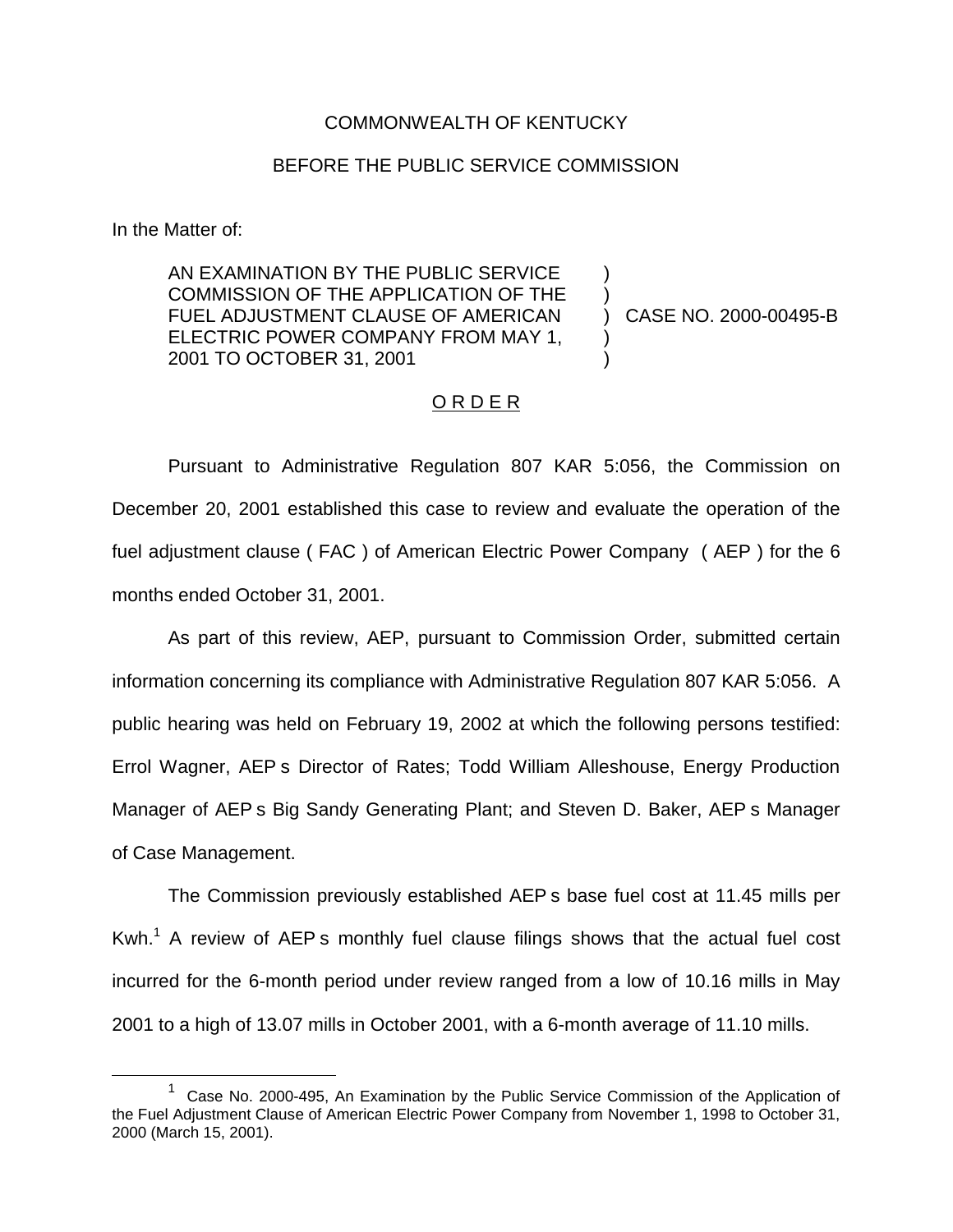COMMONWEALTH OF KENTUCKY

BEFORE THE PUBLIC SERVICE COMMISSION

In the Matter of:

| | | |
|---|---|---|
| AN EXAMINATION BY THE PUBLIC SERVICE COMMISSION OF THE APPLICATION OF THE FUEL ADJUSTMENT CLAUSE OF AMERICAN ELECTRIC POWER COMPANY FROM MAY 1, 2001 TO OCTOBER 31, 2001 | ) | CASE NO. 2000-00495-B |

<u>O R D E R</u>

Pursuant to Administrative Regulation 807 KAR 5:056, the Commission on December 20, 2001 established this case to review and evaluate the operation of the fuel adjustment clause ( FAC ) of American Electric Power Company ( AEP ) for the 6 months ended October 31, 2001.

As part of this review, AEP, pursuant to Commission Order, submitted certain information concerning its compliance with Administrative Regulation 807 KAR 5:056. A public hearing was held on February 19, 2002 at which the following persons testified: Errol Wagner, AEP s Director of Rates; Todd William Alleshouse, Energy Production Manager of AEP s Big Sandy Generating Plant; and Steven D. Baker, AEP s Manager of Case Management.

The Commission previously established AEP s base fuel cost at 11.45 mills per Kwh.[1] A review of AEP s monthly fuel clause filings shows that the actual fuel cost incurred for the 6-month period under review ranged from a low of 10.16 mills in May 2001 to a high of 13.07 mills in October 2001, with a 6-month average of 11.10 mills.

[1] Case No. 2000-495, An Examination by the Public Service Commission of the Application of the Fuel Adjustment Clause of American Electric Power Company from November 1, 1998 to October 31, 2000 (March 15, 2001).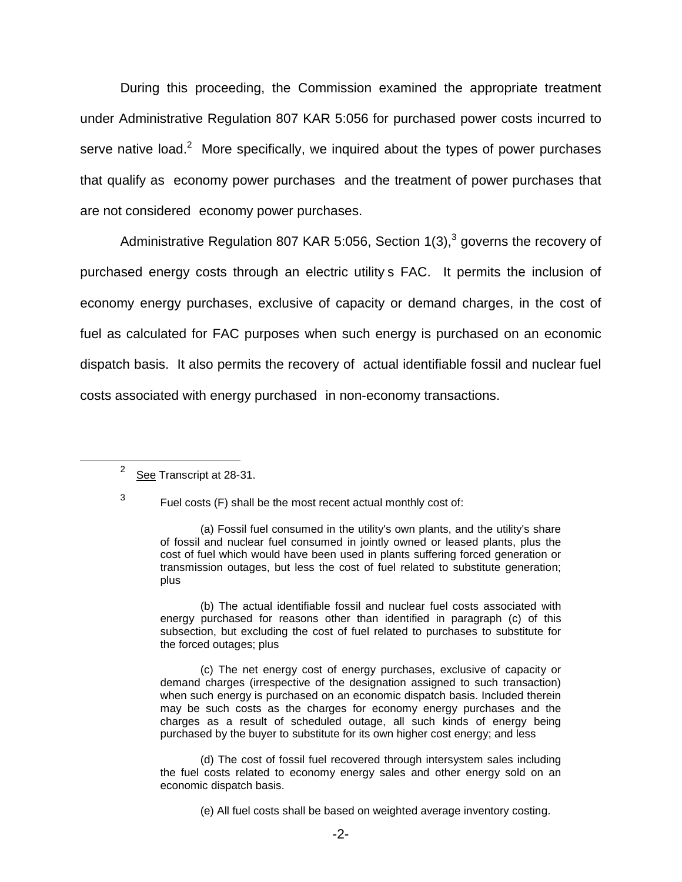During this proceeding, the Commission examined the appropriate treatment under Administrative Regulation 807 KAR 5:056 for purchased power costs incurred to serve native load.[2] More specifically, we inquired about the types of power purchases that qualify as economy power purchases and the treatment of power purchases that are not considered economy power purchases.

Administrative Regulation 807 KAR 5:056, Section 1(3),[3] governs the recovery of purchased energy costs through an electric utility s FAC. It permits the inclusion of economy energy purchases, exclusive of capacity or demand charges, in the cost of fuel as calculated for FAC purposes when such energy is purchased on an economic dispatch basis. It also permits the recovery of actual identifiable fossil and nuclear fuel costs associated with energy purchased in non-economy transactions.

---

[2] See Transcript at 28-31.

[3] Fuel costs (F) shall be the most recent actual monthly cost of:

(a) Fossil fuel consumed in the utility's own plants, and the utility's share of fossil and nuclear fuel consumed in jointly owned or leased plants, plus the cost of fuel which would have been used in plants suffering forced generation or transmission outages, but less the cost of fuel related to substitute generation; plus

(b) The actual identifiable fossil and nuclear fuel costs associated with energy purchased for reasons other than identified in paragraph (c) of this subsection, but excluding the cost of fuel related to purchases to substitute for the forced outages; plus

(c) The net energy cost of energy purchases, exclusive of capacity or demand charges (irrespective of the designation assigned to such transaction) when such energy is purchased on an economic dispatch basis. Included therein may be such costs as the charges for economy energy purchases and the charges as a result of scheduled outage, all such kinds of energy being purchased by the buyer to substitute for its own higher cost energy; and less

(d) The cost of fossil fuel recovered through intersystem sales including the fuel costs related to economy energy sales and other energy sold on an economic dispatch basis.

(e) All fuel costs shall be based on weighted average inventory costing.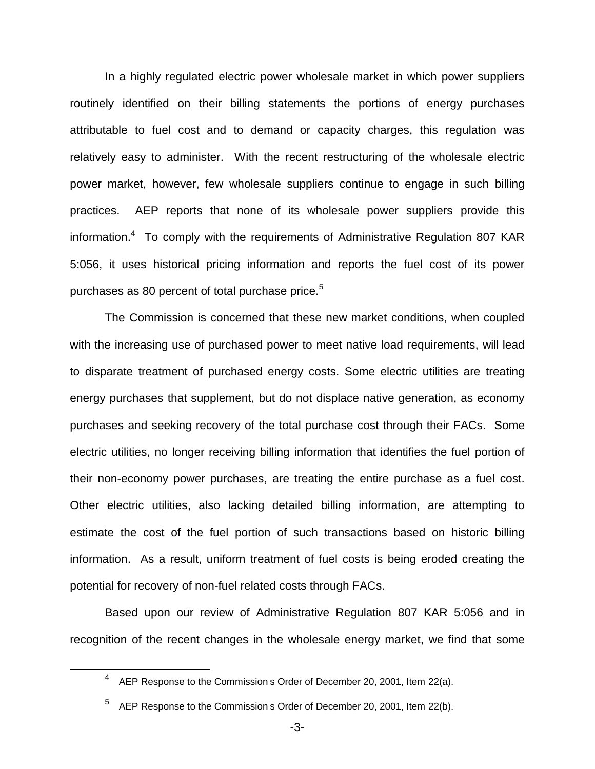In a highly regulated electric power wholesale market in which power suppliers routinely identified on their billing statements the portions of energy purchases attributable to fuel cost and to demand or capacity charges, this regulation was relatively easy to administer. With the recent restructuring of the wholesale electric power market, however, few wholesale suppliers continue to engage in such billing practices. AEP reports that none of its wholesale power suppliers provide this information.[4] To comply with the requirements of Administrative Regulation 807 KAR 5:056, it uses historical pricing information and reports the fuel cost of its power purchases as 80 percent of total purchase price.[5]

The Commission is concerned that these new market conditions, when coupled with the increasing use of purchased power to meet native load requirements, will lead to disparate treatment of purchased energy costs. Some electric utilities are treating energy purchases that supplement, but do not displace native generation, as economy purchases and seeking recovery of the total purchase cost through their FACs. Some electric utilities, no longer receiving billing information that identifies the fuel portion of their non-economy power purchases, are treating the entire purchase as a fuel cost. Other electric utilities, also lacking detailed billing information, are attempting to estimate the cost of the fuel portion of such transactions based on historic billing information. As a result, uniform treatment of fuel costs is being eroded creating the potential for recovery of non-fuel related costs through FACs.

Based upon our review of Administrative Regulation 807 KAR 5:056 and in recognition of the recent changes in the wholesale energy market, we find that some

---

[4] AEP Response to the Commission s Order of December 20, 2001, Item 22(a).

[5] AEP Response to the Commission s Order of December 20, 2001, Item 22(b).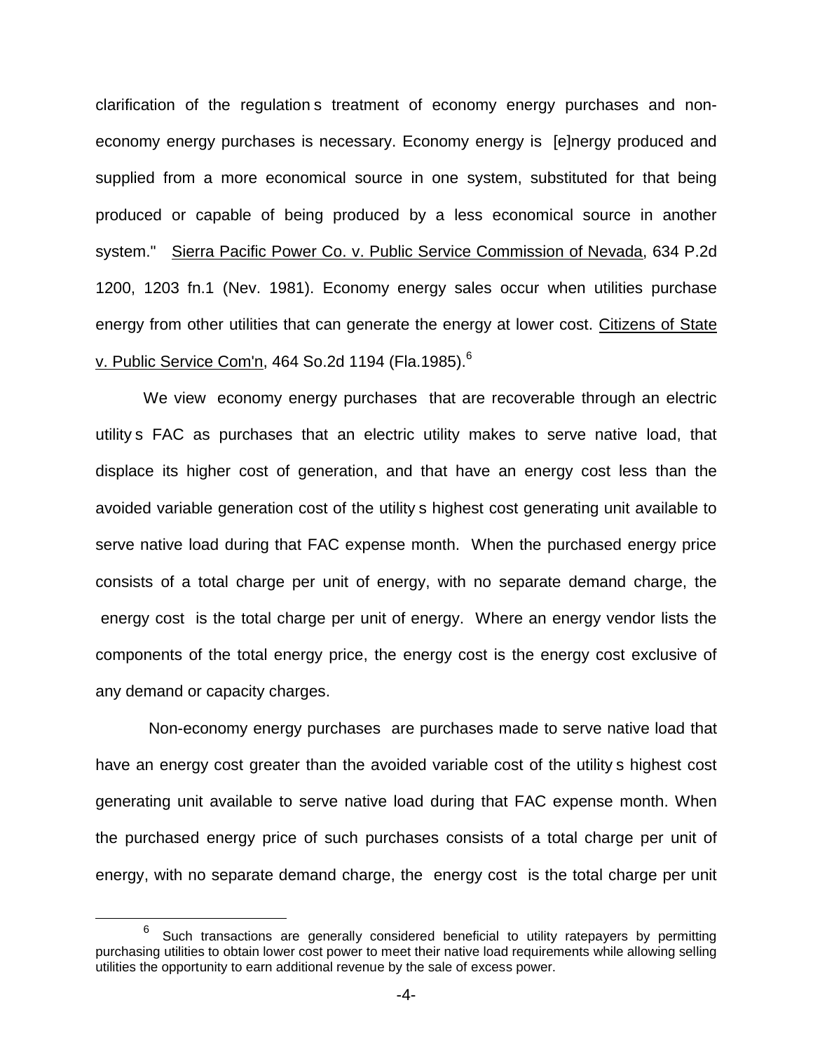clarification of the regulation s treatment of economy energy purchases and non-economy energy purchases is necessary. Economy energy is [e]nergy produced and supplied from a more economical source in one system, substituted for that being produced or capable of being produced by a less economical source in another system." Sierra Pacific Power Co. v. Public Service Commission of Nevada, 634 P.2d 1200, 1203 fn.1 (Nev. 1981). Economy energy sales occur when utilities purchase energy from other utilities that can generate the energy at lower cost. Citizens of State v. Public Service Com'n, 464 So.2d 1194 (Fla.1985).[6]

We view economy energy purchases that are recoverable through an electric utility s FAC as purchases that an electric utility makes to serve native load, that displace its higher cost of generation, and that have an energy cost less than the avoided variable generation cost of the utility s highest cost generating unit available to serve native load during that FAC expense month. When the purchased energy price consists of a total charge per unit of energy, with no separate demand charge, the energy cost is the total charge per unit of energy. Where an energy vendor lists the components of the total energy price, the energy cost is the energy cost exclusive of any demand or capacity charges.

Non-economy energy purchases are purchases made to serve native load that have an energy cost greater than the avoided variable cost of the utility s highest cost generating unit available to serve native load during that FAC expense month. When the purchased energy price of such purchases consists of a total charge per unit of energy, with no separate demand charge, the energy cost is the total charge per unit

[6] Such transactions are generally considered beneficial to utility ratepayers by permitting purchasing utilities to obtain lower cost power to meet their native load requirements while allowing selling utilities the opportunity to earn additional revenue by the sale of excess power.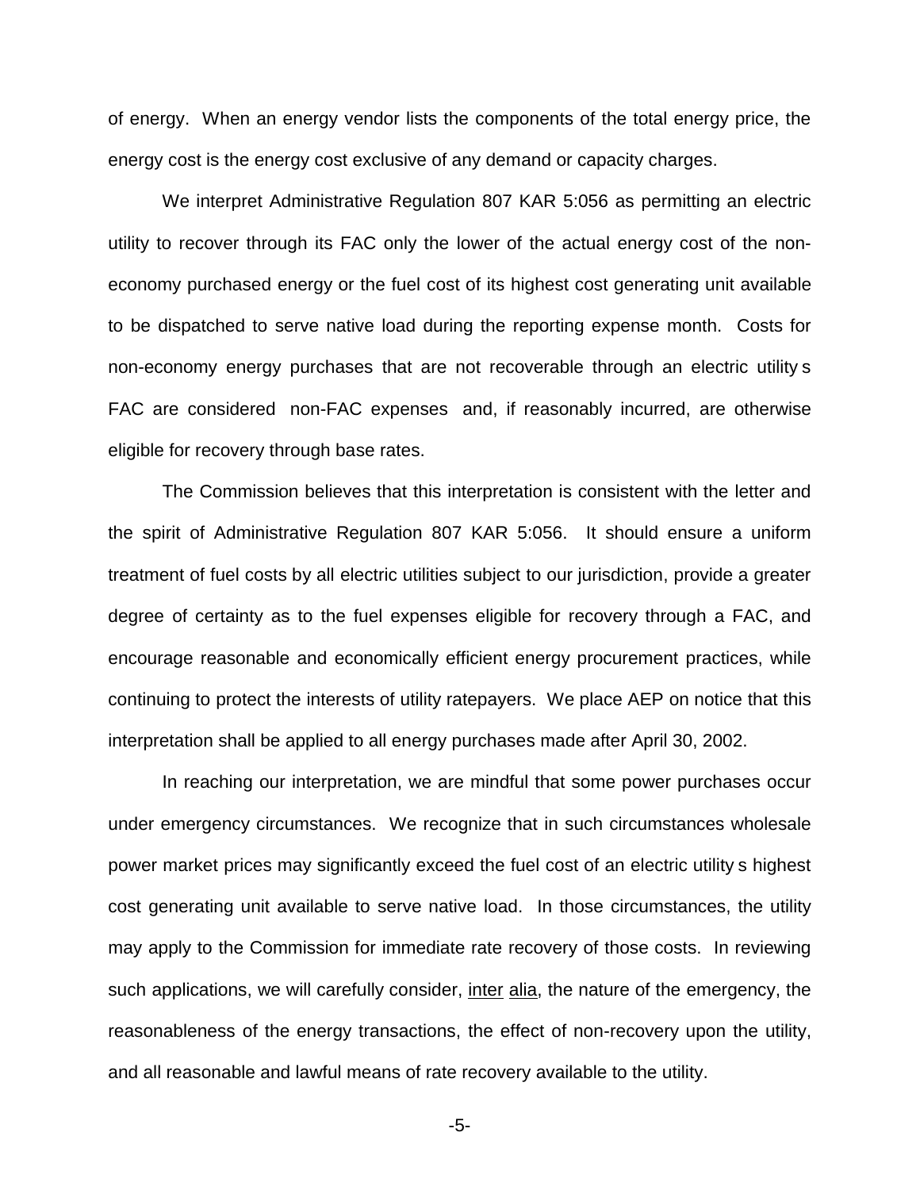of energy. When an energy vendor lists the components of the total energy price, the energy cost is the energy cost exclusive of any demand or capacity charges.

We interpret Administrative Regulation 807 KAR 5:056 as permitting an electric utility to recover through its FAC only the lower of the actual energy cost of the non-economy purchased energy or the fuel cost of its highest cost generating unit available to be dispatched to serve native load during the reporting expense month. Costs for non-economy energy purchases that are not recoverable through an electric utility s FAC are considered non-FAC expenses and, if reasonably incurred, are otherwise eligible for recovery through base rates.

The Commission believes that this interpretation is consistent with the letter and the spirit of Administrative Regulation 807 KAR 5:056. It should ensure a uniform treatment of fuel costs by all electric utilities subject to our jurisdiction, provide a greater degree of certainty as to the fuel expenses eligible for recovery through a FAC, and encourage reasonable and economically efficient energy procurement practices, while continuing to protect the interests of utility ratepayers. We place AEP on notice that this interpretation shall be applied to all energy purchases made after April 30, 2002.

In reaching our interpretation, we are mindful that some power purchases occur under emergency circumstances. We recognize that in such circumstances wholesale power market prices may significantly exceed the fuel cost of an electric utility s highest cost generating unit available to serve native load. In those circumstances, the utility may apply to the Commission for immediate rate recovery of those costs. In reviewing such applications, we will carefully consider, inter alia, the nature of the emergency, the reasonableness of the energy transactions, the effect of non-recovery upon the utility, and all reasonable and lawful means of rate recovery available to the utility.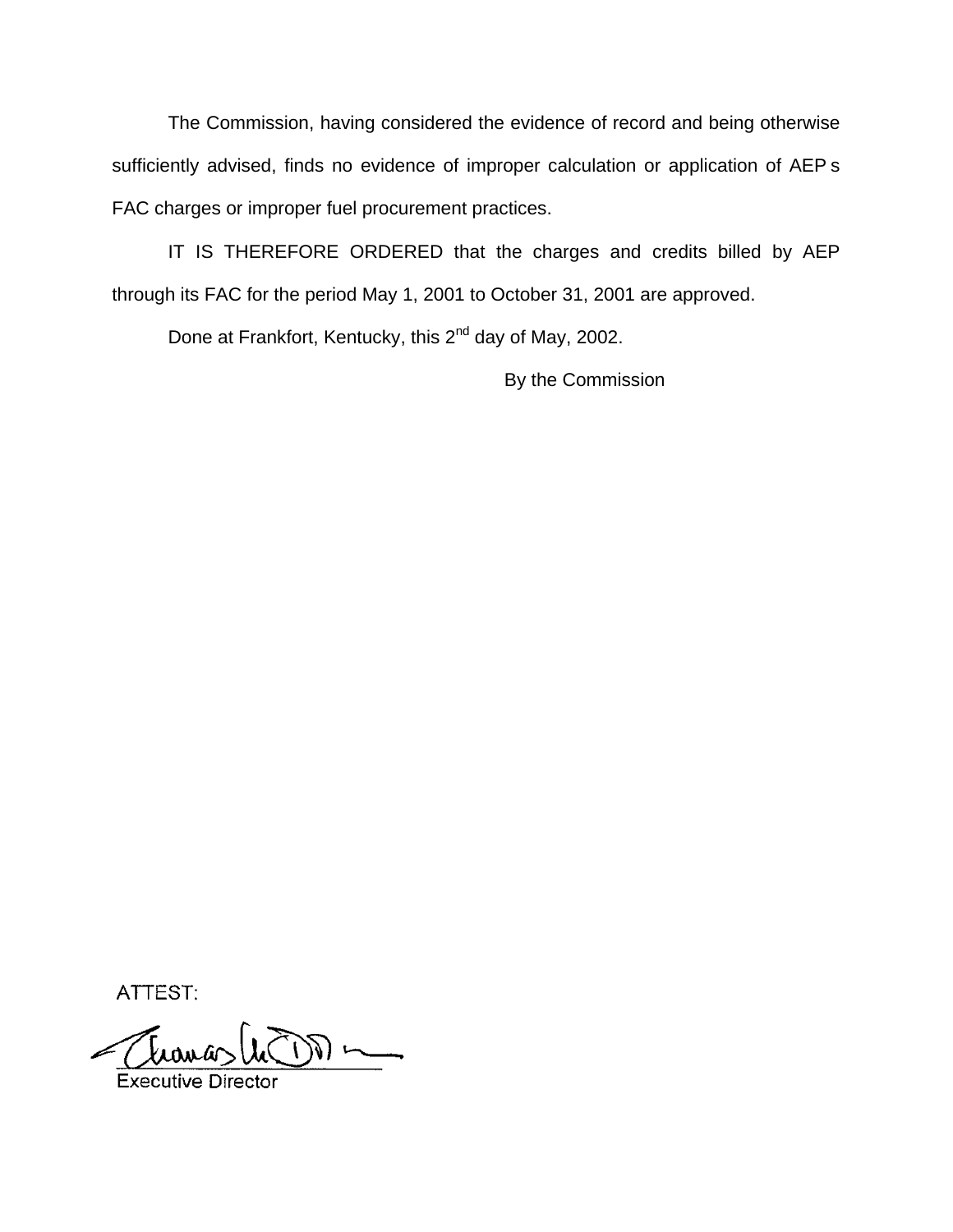The Commission, having considered the evidence of record and being otherwise sufficiently advised, finds no evidence of improper calculation or application of AEP s FAC charges or improper fuel procurement practices.

IT IS THEREFORE ORDERED that the charges and credits billed by AEP through its FAC for the period May 1, 2001 to October 31, 2001 are approved.

Done at Frankfort, Kentucky, this 2nd day of May, 2002.

By the Commission

ATTEST:

Executive Director